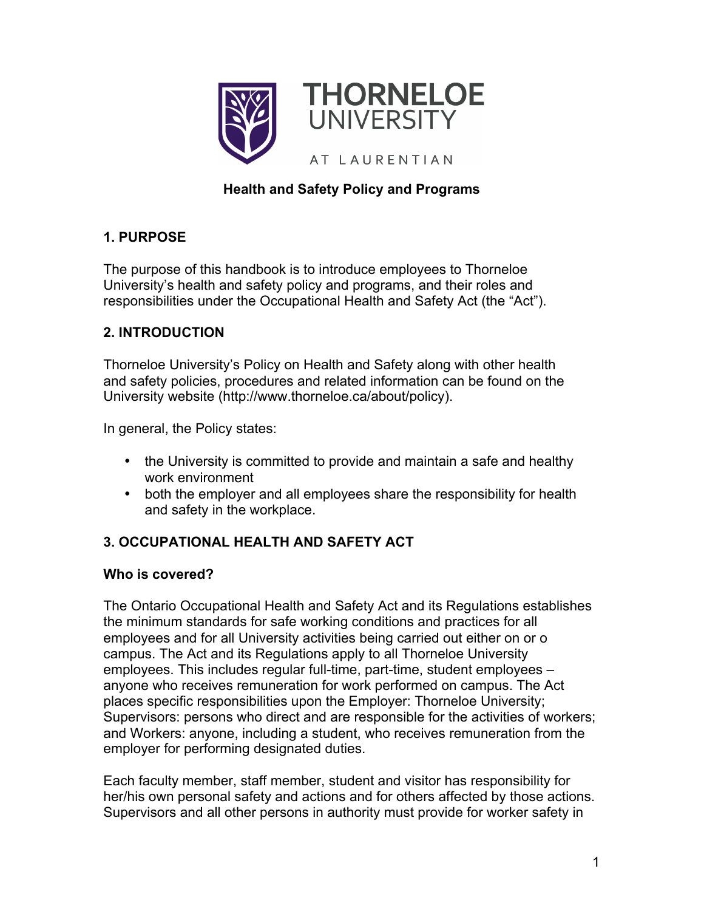THORNELOE UNIVERSITY

AT LAURENTIAN

**Health and Safety Policy and Programs**

## 1. PURPOSE

The purpose of this handbook is to introduce employees to Thorneloe University's health and safety policy and programs, and their roles and responsibilities under the Occupational Health and Safety Act (the "Act").

## 2. INTRODUCTION

Thorneloe University's Policy on Health and Safety along with other health and safety policies, procedures and related information can be found on the University website (http://www.thorneloe.ca/about/policy).

In general, the Policy states:

- the University is committed to provide and maintain a safe and healthy work environment
- both the employer and all employees share the responsibility for health and safety in the workplace.

## 3. OCCUPATIONAL HEALTH AND SAFETY ACT

### Who is covered?

The Ontario Occupational Health and Safety Act and its Regulations establishes the minimum standards for safe working conditions and practices for all employees and for all University activities being carried out either on or o campus. The Act and its Regulations apply to all Thorneloe University employees. This includes regular full-time, part-time, student employees – anyone who receives remuneration for work performed on campus. The Act places specific responsibilities upon the Employer: Thorneloe University; Supervisors: persons who direct and are responsible for the activities of workers; and Workers: anyone, including a student, who receives remuneration from the employer for performing designated duties.

Each faculty member, staff member, student and visitor has responsibility for her/his own personal safety and actions and for others affected by those actions. Supervisors and all other persons in authority must provide for worker safety in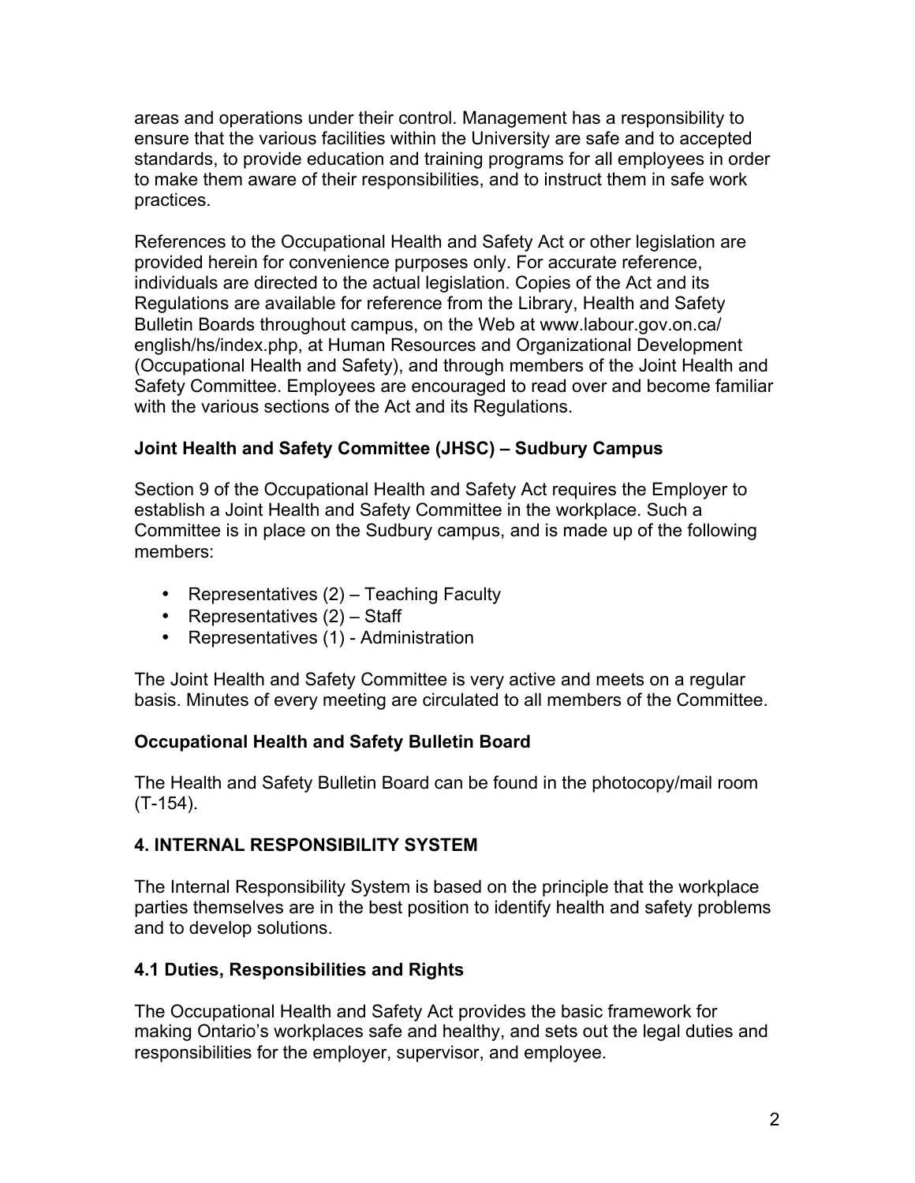areas and operations under their control. Management has a responsibility to ensure that the various facilities within the University are safe and to accepted standards, to provide education and training programs for all employees in order to make them aware of their responsibilities, and to instruct them in safe work practices.

References to the Occupational Health and Safety Act or other legislation are provided herein for convenience purposes only. For accurate reference, individuals are directed to the actual legislation. Copies of the Act and its Regulations are available for reference from the Library, Health and Safety Bulletin Boards throughout campus, on the Web at www.labour.gov.on.ca/english/hs/index.php, at Human Resources and Organizational Development (Occupational Health and Safety), and through members of the Joint Health and Safety Committee. Employees are encouraged to read over and become familiar with the various sections of the Act and its Regulations.

### Joint Health and Safety Committee (JHSC) – Sudbury Campus

Section 9 of the Occupational Health and Safety Act requires the Employer to establish a Joint Health and Safety Committee in the workplace. Such a Committee is in place on the Sudbury campus, and is made up of the following members:

- Representatives (2) – Teaching Faculty
- Representatives (2) – Staff
- Representatives (1) - Administration

The Joint Health and Safety Committee is very active and meets on a regular basis. Minutes of every meeting are circulated to all members of the Committee.

### Occupational Health and Safety Bulletin Board

The Health and Safety Bulletin Board can be found in the photocopy/mail room (T-154).

## 4. INTERNAL RESPONSIBILITY SYSTEM

The Internal Responsibility System is based on the principle that the workplace parties themselves are in the best position to identify health and safety problems and to develop solutions.

### 4.1 Duties, Responsibilities and Rights

The Occupational Health and Safety Act provides the basic framework for making Ontario's workplaces safe and healthy, and sets out the legal duties and responsibilities for the employer, supervisor, and employee.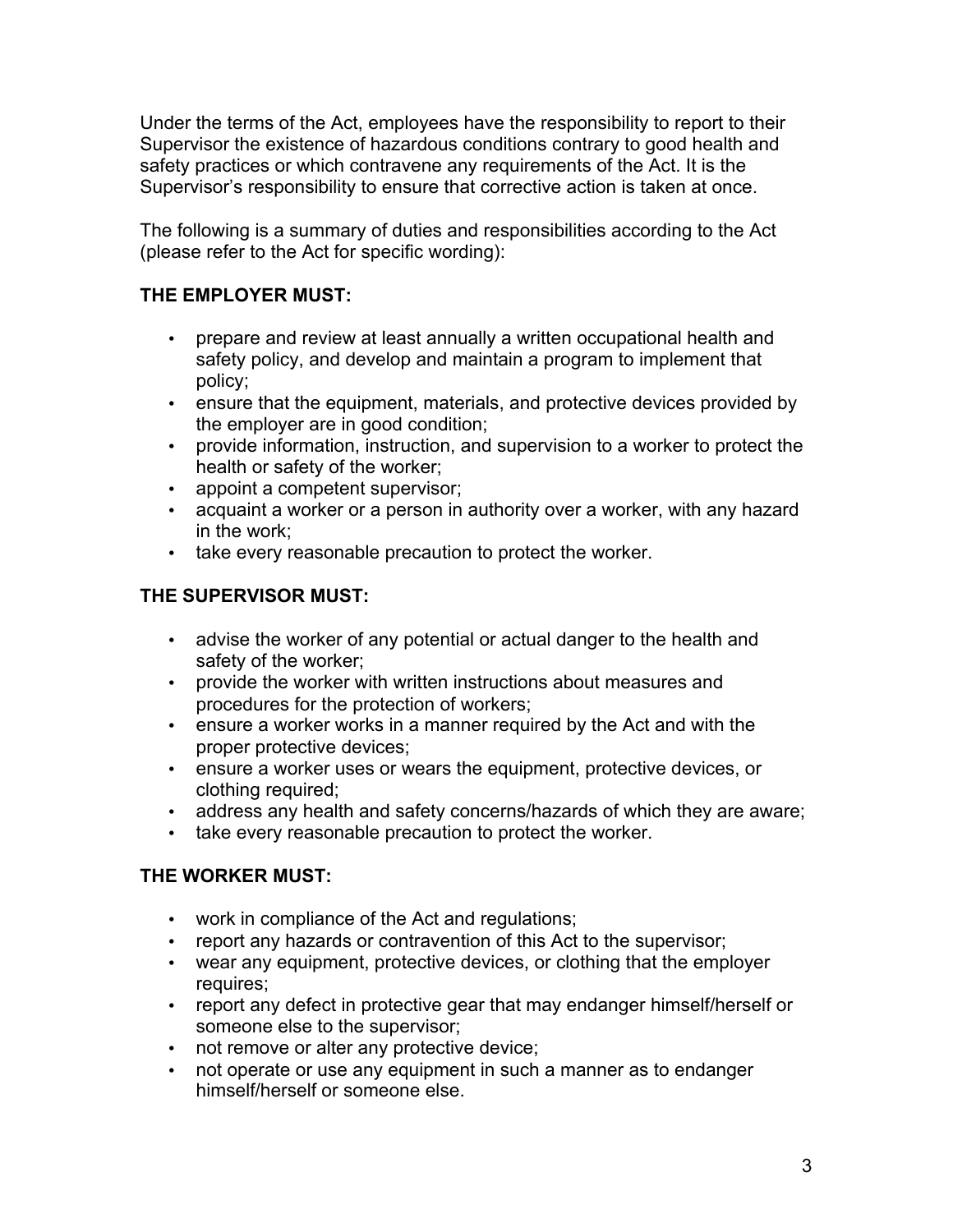Under the terms of the Act, employees have the responsibility to report to their Supervisor the existence of hazardous conditions contrary to good health and safety practices or which contravene any requirements of the Act. It is the Supervisor's responsibility to ensure that corrective action is taken at once.

The following is a summary of duties and responsibilities according to the Act (please refer to the Act for specific wording):

**THE EMPLOYER MUST:**

- prepare and review at least annually a written occupational health and safety policy, and develop and maintain a program to implement that policy;
- ensure that the equipment, materials, and protective devices provided by the employer are in good condition;
- provide information, instruction, and supervision to a worker to protect the health or safety of the worker;
- appoint a competent supervisor;
- acquaint a worker or a person in authority over a worker, with any hazard in the work;
- take every reasonable precaution to protect the worker.

**THE SUPERVISOR MUST:**

- advise the worker of any potential or actual danger to the health and safety of the worker;
- provide the worker with written instructions about measures and procedures for the protection of workers;
- ensure a worker works in a manner required by the Act and with the proper protective devices;
- ensure a worker uses or wears the equipment, protective devices, or clothing required;
- address any health and safety concerns/hazards of which they are aware;
- take every reasonable precaution to protect the worker.

**THE WORKER MUST:**

- work in compliance of the Act and regulations;
- report any hazards or contravention of this Act to the supervisor;
- wear any equipment, protective devices, or clothing that the employer requires;
- report any defect in protective gear that may endanger himself/herself or someone else to the supervisor;
- not remove or alter any protective device;
- not operate or use any equipment in such a manner as to endanger himself/herself or someone else.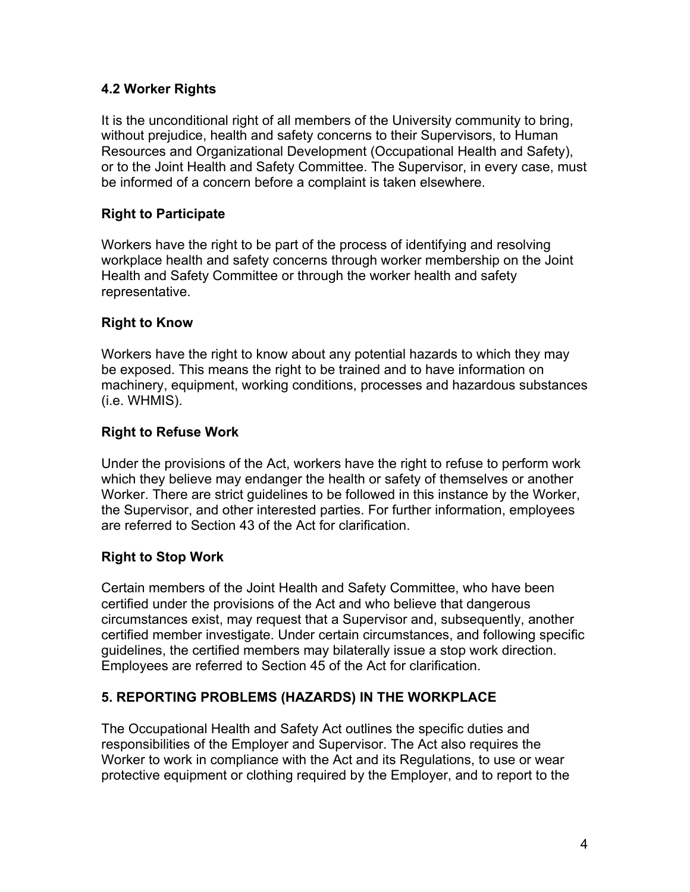### 4.2 Worker Rights

It is the unconditional right of all members of the University community to bring, without prejudice, health and safety concerns to their Supervisors, to Human Resources and Organizational Development (Occupational Health and Safety), or to the Joint Health and Safety Committee. The Supervisor, in every case, must be informed of a concern before a complaint is taken elsewhere.

#### Right to Participate

Workers have the right to be part of the process of identifying and resolving workplace health and safety concerns through worker membership on the Joint Health and Safety Committee or through the worker health and safety representative.

#### Right to Know

Workers have the right to know about any potential hazards to which they may be exposed. This means the right to be trained and to have information on machinery, equipment, working conditions, processes and hazardous substances (i.e. WHMIS).

#### Right to Refuse Work

Under the provisions of the Act, workers have the right to refuse to perform work which they believe may endanger the health or safety of themselves or another Worker. There are strict guidelines to be followed in this instance by the Worker, the Supervisor, and other interested parties. For further information, employees are referred to Section 43 of the Act for clarification.

#### Right to Stop Work

Certain members of the Joint Health and Safety Committee, who have been certified under the provisions of the Act and who believe that dangerous circumstances exist, may request that a Supervisor and, subsequently, another certified member investigate. Under certain circumstances, and following specific guidelines, the certified members may bilaterally issue a stop work direction. Employees are referred to Section 45 of the Act for clarification.

## 5. REPORTING PROBLEMS (HAZARDS) IN THE WORKPLACE

The Occupational Health and Safety Act outlines the specific duties and responsibilities of the Employer and Supervisor. The Act also requires the Worker to work in compliance with the Act and its Regulations, to use or wear protective equipment or clothing required by the Employer, and to report to the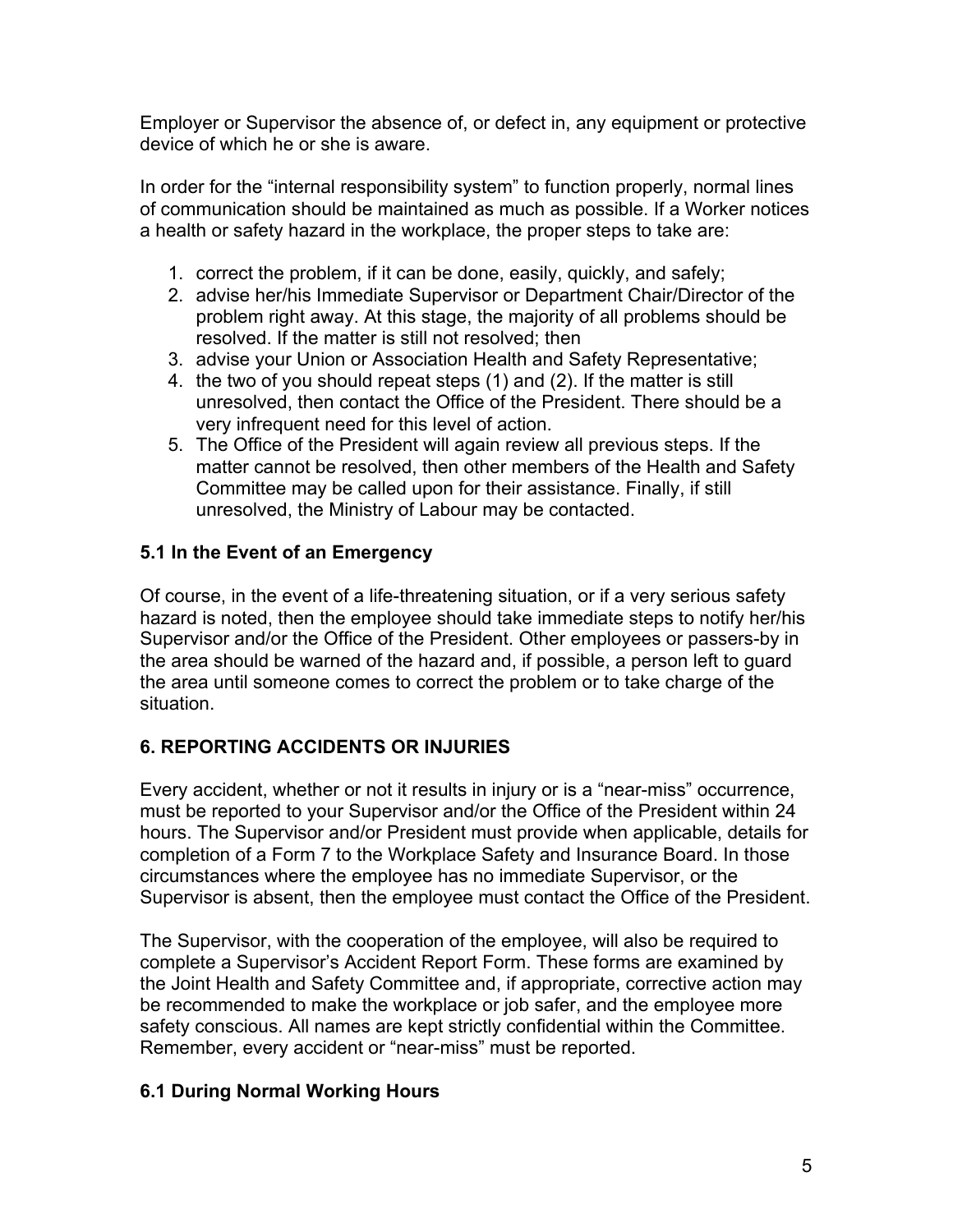Employer or Supervisor the absence of, or defect in, any equipment or protective device of which he or she is aware.

In order for the "internal responsibility system" to function properly, normal lines of communication should be maintained as much as possible. If a Worker notices a health or safety hazard in the workplace, the proper steps to take are:

1. correct the problem, if it can be done, easily, quickly, and safely;
2. advise her/his Immediate Supervisor or Department Chair/Director of the problem right away. At this stage, the majority of all problems should be resolved. If the matter is still not resolved; then
3. advise your Union or Association Health and Safety Representative;
4. the two of you should repeat steps (1) and (2). If the matter is still unresolved, then contact the Office of the President. There should be a very infrequent need for this level of action.
5. The Office of the President will again review all previous steps. If the matter cannot be resolved, then other members of the Health and Safety Committee may be called upon for their assistance. Finally, if still unresolved, the Ministry of Labour may be contacted.

### 5.1 In the Event of an Emergency

Of course, in the event of a life-threatening situation, or if a very serious safety hazard is noted, then the employee should take immediate steps to notify her/his Supervisor and/or the Office of the President. Other employees or passers-by in the area should be warned of the hazard and, if possible, a person left to guard the area until someone comes to correct the problem or to take charge of the situation.

## 6. REPORTING ACCIDENTS OR INJURIES

Every accident, whether or not it results in injury or is a "near-miss" occurrence, must be reported to your Supervisor and/or the Office of the President within 24 hours. The Supervisor and/or President must provide when applicable, details for completion of a Form 7 to the Workplace Safety and Insurance Board. In those circumstances where the employee has no immediate Supervisor, or the Supervisor is absent, then the employee must contact the Office of the President.

The Supervisor, with the cooperation of the employee, will also be required to complete a Supervisor's Accident Report Form. These forms are examined by the Joint Health and Safety Committee and, if appropriate, corrective action may be recommended to make the workplace or job safer, and the employee more safety conscious. All names are kept strictly confidential within the Committee. Remember, every accident or "near-miss" must be reported.

### 6.1 During Normal Working Hours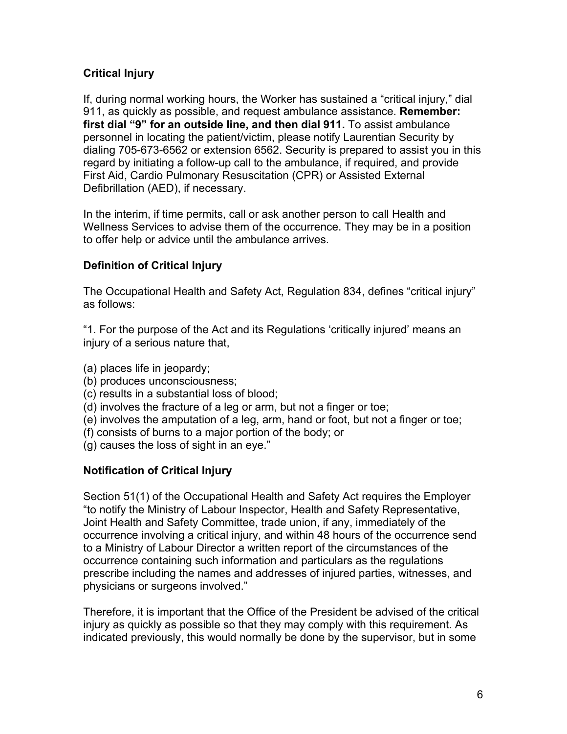## Critical Injury

If, during normal working hours, the Worker has sustained a "critical injury," dial 911, as quickly as possible, and request ambulance assistance. **Remember: first dial "9" for an outside line, and then dial 911.** To assist ambulance personnel in locating the patient/victim, please notify Laurentian Security by dialing 705-673-6562 or extension 6562. Security is prepared to assist you in this regard by initiating a follow-up call to the ambulance, if required, and provide First Aid, Cardio Pulmonary Resuscitation (CPR) or Assisted External Defibrillation (AED), if necessary.

In the interim, if time permits, call or ask another person to call Health and Wellness Services to advise them of the occurrence. They may be in a position to offer help or advice until the ambulance arrives.

## Definition of Critical Injury

The Occupational Health and Safety Act, Regulation 834, defines "critical injury" as follows:

"1. For the purpose of the Act and its Regulations 'critically injured' means an injury of a serious nature that,

(a) places life in jeopardy;
(b) produces unconsciousness;
(c) results in a substantial loss of blood;
(d) involves the fracture of a leg or arm, but not a finger or toe;
(e) involves the amputation of a leg, arm, hand or foot, but not a finger or toe;
(f) consists of burns to a major portion of the body; or
(g) causes the loss of sight in an eye."

## Notification of Critical Injury

Section 51(1) of the Occupational Health and Safety Act requires the Employer "to notify the Ministry of Labour Inspector, Health and Safety Representative, Joint Health and Safety Committee, trade union, if any, immediately of the occurrence involving a critical injury, and within 48 hours of the occurrence send to a Ministry of Labour Director a written report of the circumstances of the occurrence containing such information and particulars as the regulations prescribe including the names and addresses of injured parties, witnesses, and physicians or surgeons involved."

Therefore, it is important that the Office of the President be advised of the critical injury as quickly as possible so that they may comply with this requirement. As indicated previously, this would normally be done by the supervisor, but in some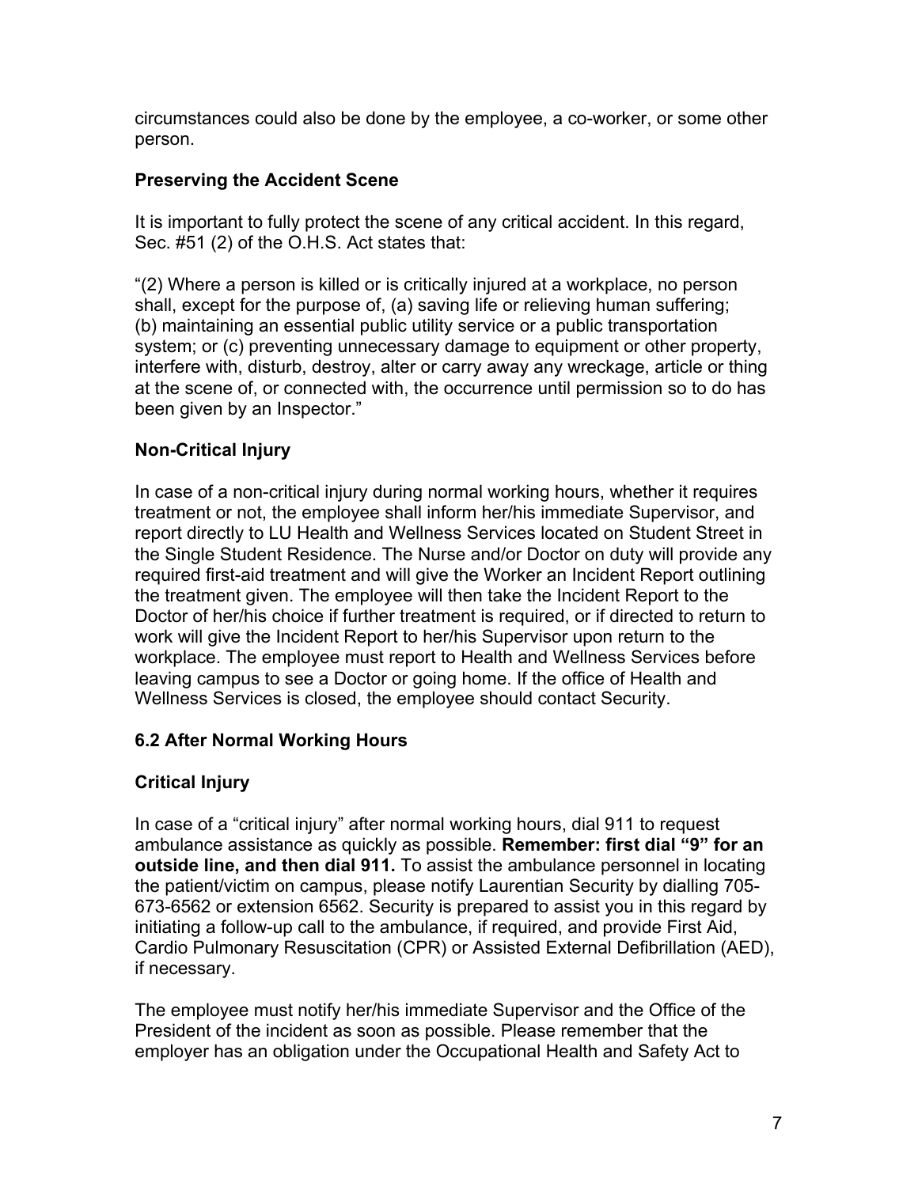circumstances could also be done by the employee, a co-worker, or some other person.

**Preserving the Accident Scene**

It is important to fully protect the scene of any critical accident. In this regard, Sec. #51 (2) of the O.H.S. Act states that:

"(2) Where a person is killed or is critically injured at a workplace, no person shall, except for the purpose of, (a) saving life or relieving human suffering; (b) maintaining an essential public utility service or a public transportation system; or (c) preventing unnecessary damage to equipment or other property, interfere with, disturb, destroy, alter or carry away any wreckage, article or thing at the scene of, or connected with, the occurrence until permission so to do has been given by an Inspector."

**Non-Critical Injury**

In case of a non-critical injury during normal working hours, whether it requires treatment or not, the employee shall inform her/his immediate Supervisor, and report directly to LU Health and Wellness Services located on Student Street in the Single Student Residence. The Nurse and/or Doctor on duty will provide any required first-aid treatment and will give the Worker an Incident Report outlining the treatment given. The employee will then take the Incident Report to the Doctor of her/his choice if further treatment is required, or if directed to return to work will give the Incident Report to her/his Supervisor upon return to the workplace. The employee must report to Health and Wellness Services before leaving campus to see a Doctor or going home. If the office of Health and Wellness Services is closed, the employee should contact Security.

## 6.2 After Normal Working Hours

**Critical Injury**

In case of a "critical injury" after normal working hours, dial 911 to request ambulance assistance as quickly as possible. **Remember: first dial "9" for an outside line, and then dial 911.** To assist the ambulance personnel in locating the patient/victim on campus, please notify Laurentian Security by dialling 705-673-6562 or extension 6562. Security is prepared to assist you in this regard by initiating a follow-up call to the ambulance, if required, and provide First Aid, Cardio Pulmonary Resuscitation (CPR) or Assisted External Defibrillation (AED), if necessary.

The employee must notify her/his immediate Supervisor and the Office of the President of the incident as soon as possible. Please remember that the employer has an obligation under the Occupational Health and Safety Act to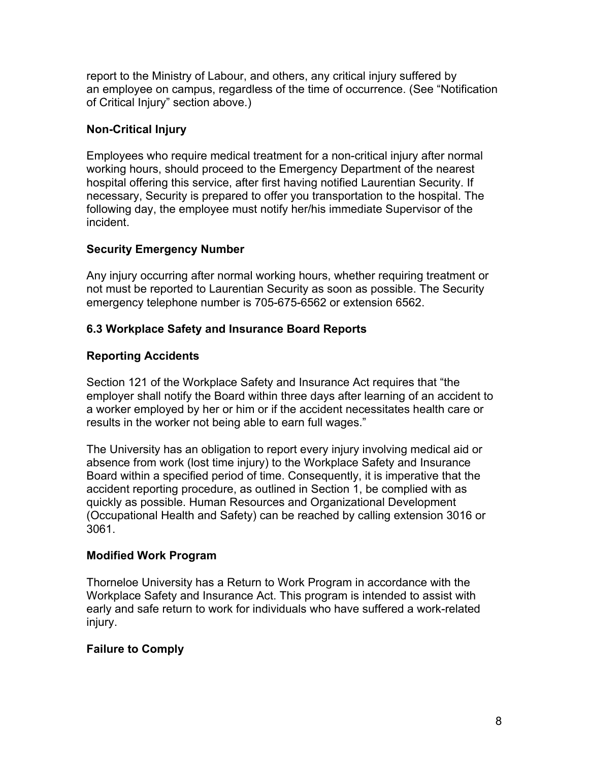report to the Ministry of Labour, and others, any critical injury suffered by an employee on campus, regardless of the time of occurrence. (See "Notification of Critical Injury" section above.)

**Non-Critical Injury**

Employees who require medical treatment for a non-critical injury after normal working hours, should proceed to the Emergency Department of the nearest hospital offering this service, after first having notified Laurentian Security. If necessary, Security is prepared to offer you transportation to the hospital. The following day, the employee must notify her/his immediate Supervisor of the incident.

**Security Emergency Number**

Any injury occurring after normal working hours, whether requiring treatment or not must be reported to Laurentian Security as soon as possible. The Security emergency telephone number is 705-675-6562 or extension 6562.

### 6.3 Workplace Safety and Insurance Board Reports

**Reporting Accidents**

Section 121 of the Workplace Safety and Insurance Act requires that "the employer shall notify the Board within three days after learning of an accident to a worker employed by her or him or if the accident necessitates health care or results in the worker not being able to earn full wages."

The University has an obligation to report every injury involving medical aid or absence from work (lost time injury) to the Workplace Safety and Insurance Board within a specified period of time. Consequently, it is imperative that the accident reporting procedure, as outlined in Section 1, be complied with as quickly as possible. Human Resources and Organizational Development (Occupational Health and Safety) can be reached by calling extension 3016 or 3061.

**Modified Work Program**

Thorneloe University has a Return to Work Program in accordance with the Workplace Safety and Insurance Act. This program is intended to assist with early and safe return to work for individuals who have suffered a work-related injury.

**Failure to Comply**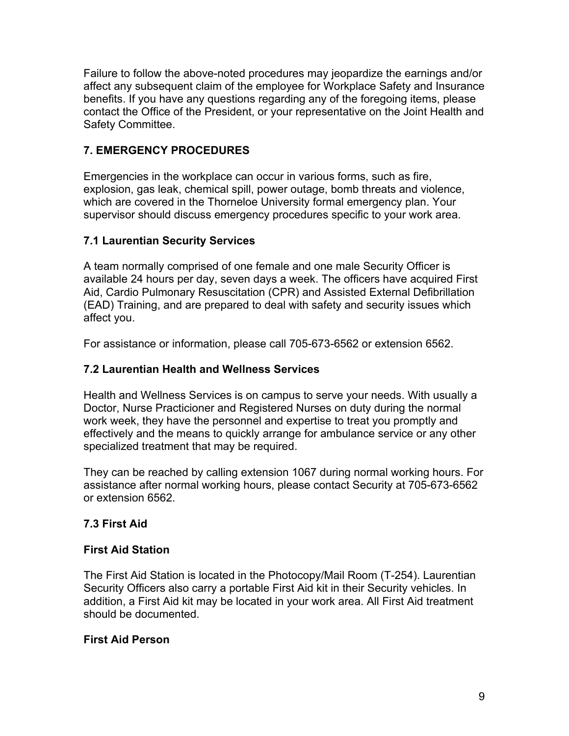Failure to follow the above-noted procedures may jeopardize the earnings and/or affect any subsequent claim of the employee for Workplace Safety and Insurance benefits. If you have any questions regarding any of the foregoing items, please contact the Office of the President, or your representative on the Joint Health and Safety Committee.

## 7. EMERGENCY PROCEDURES

Emergencies in the workplace can occur in various forms, such as fire, explosion, gas leak, chemical spill, power outage, bomb threats and violence, which are covered in the Thorneloe University formal emergency plan. Your supervisor should discuss emergency procedures specific to your work area.

### 7.1 Laurentian Security Services

A team normally comprised of one female and one male Security Officer is available 24 hours per day, seven days a week. The officers have acquired First Aid, Cardio Pulmonary Resuscitation (CPR) and Assisted External Defibrillation (EAD) Training, and are prepared to deal with safety and security issues which affect you.

For assistance or information, please call 705-673-6562 or extension 6562.

### 7.2 Laurentian Health and Wellness Services

Health and Wellness Services is on campus to serve your needs. With usually a Doctor, Nurse Practicioner and Registered Nurses on duty during the normal work week, they have the personnel and expertise to treat you promptly and effectively and the means to quickly arrange for ambulance service or any other specialized treatment that may be required.

They can be reached by calling extension 1067 during normal working hours. For assistance after normal working hours, please contact Security at 705-673-6562 or extension 6562.

### 7.3 First Aid

#### First Aid Station

The First Aid Station is located in the Photocopy/Mail Room (T-254). Laurentian Security Officers also carry a portable First Aid kit in their Security vehicles. In addition, a First Aid kit may be located in your work area. All First Aid treatment should be documented.

#### First Aid Person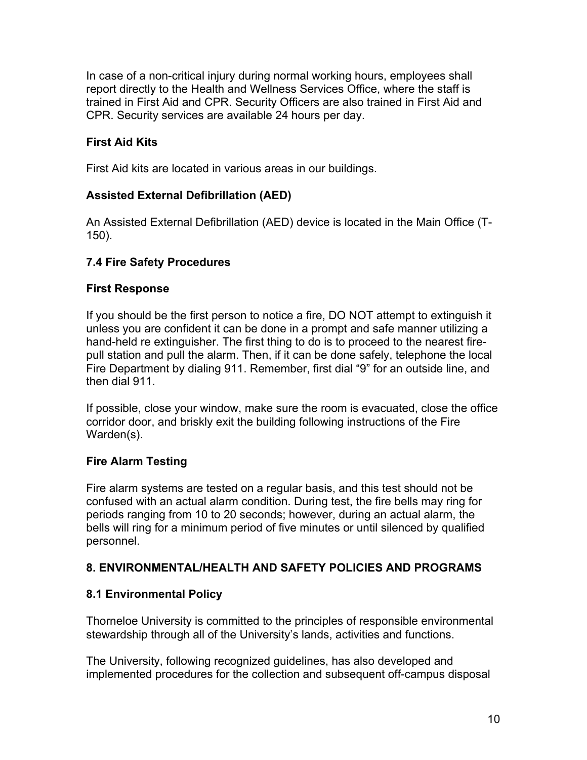In case of a non-critical injury during normal working hours, employees shall report directly to the Health and Wellness Services Office, where the staff is trained in First Aid and CPR. Security Officers are also trained in First Aid and CPR. Security services are available 24 hours per day.

### First Aid Kits

First Aid kits are located in various areas in our buildings.

### Assisted External Defibrillation (AED)

An Assisted External Defibrillation (AED) device is located in the Main Office (T-150).

## 7.4 Fire Safety Procedures

### First Response

If you should be the first person to notice a fire, DO NOT attempt to extinguish it unless you are confident it can be done in a prompt and safe manner utilizing a hand-held re extinguisher. The first thing to do is to proceed to the nearest fire-pull station and pull the alarm. Then, if it can be done safely, telephone the local Fire Department by dialing 911. Remember, first dial “9” for an outside line, and then dial 911.

If possible, close your window, make sure the room is evacuated, close the office corridor door, and briskly exit the building following instructions of the Fire Warden(s).

### Fire Alarm Testing

Fire alarm systems are tested on a regular basis, and this test should not be confused with an actual alarm condition. During test, the fire bells may ring for periods ranging from 10 to 20 seconds; however, during an actual alarm, the bells will ring for a minimum period of five minutes or until silenced by qualified personnel.

# 8. ENVIRONMENTAL/HEALTH AND SAFETY POLICIES AND PROGRAMS

## 8.1 Environmental Policy

Thorneloe University is committed to the principles of responsible environmental stewardship through all of the University’s lands, activities and functions.

The University, following recognized guidelines, has also developed and implemented procedures for the collection and subsequent off-campus disposal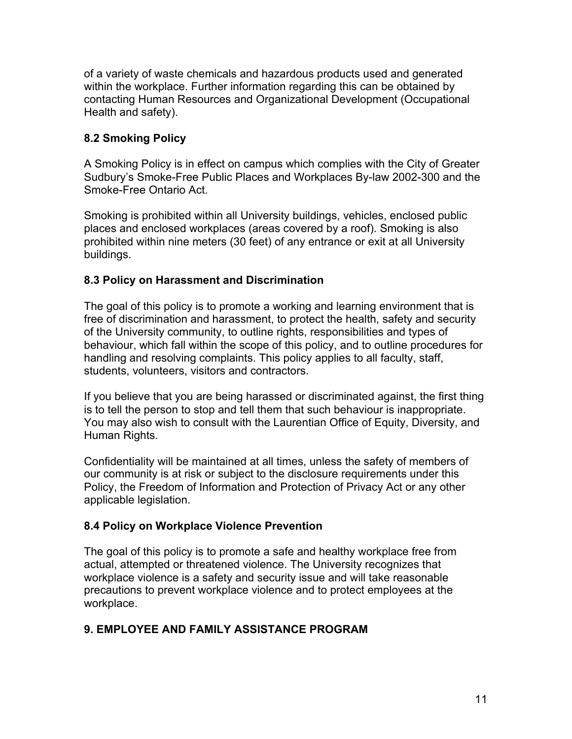of a variety of waste chemicals and hazardous products used and generated within the workplace. Further information regarding this can be obtained by contacting Human Resources and Organizational Development (Occupational Health and safety).

### 8.2 Smoking Policy

A Smoking Policy is in effect on campus which complies with the City of Greater Sudbury's Smoke-Free Public Places and Workplaces By-law 2002-300 and the Smoke-Free Ontario Act.

Smoking is prohibited within all University buildings, vehicles, enclosed public places and enclosed workplaces (areas covered by a roof). Smoking is also prohibited within nine meters (30 feet) of any entrance or exit at all University buildings.

### 8.3 Policy on Harassment and Discrimination

The goal of this policy is to promote a working and learning environment that is free of discrimination and harassment, to protect the health, safety and security of the University community, to outline rights, responsibilities and types of behaviour, which fall within the scope of this policy, and to outline procedures for handling and resolving complaints. This policy applies to all faculty, staff, students, volunteers, visitors and contractors.

If you believe that you are being harassed or discriminated against, the first thing is to tell the person to stop and tell them that such behaviour is inappropriate. You may also wish to consult with the Laurentian Office of Equity, Diversity, and Human Rights.

Confidentiality will be maintained at all times, unless the safety of members of our community is at risk or subject to the disclosure requirements under this Policy, the Freedom of Information and Protection of Privacy Act or any other applicable legislation.

### 8.4 Policy on Workplace Violence Prevention

The goal of this policy is to promote a safe and healthy workplace free from actual, attempted or threatened violence. The University recognizes that workplace violence is a safety and security issue and will take reasonable precautions to prevent workplace violence and to protect employees at the workplace.

## 9. EMPLOYEE AND FAMILY ASSISTANCE PROGRAM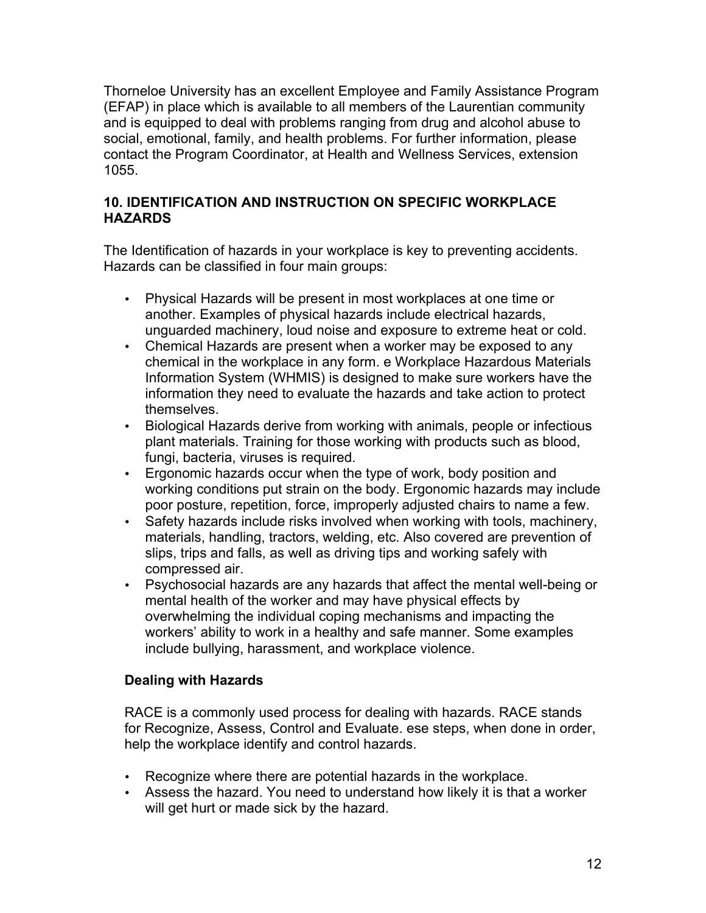Thorneloe University has an excellent Employee and Family Assistance Program (EFAP) in place which is available to all members of the Laurentian community and is equipped to deal with problems ranging from drug and alcohol abuse to social, emotional, family, and health problems. For further information, please contact the Program Coordinator, at Health and Wellness Services, extension 1055.

## 10. IDENTIFICATION AND INSTRUCTION ON SPECIFIC WORKPLACE HAZARDS

The Identification of hazards in your workplace is key to preventing accidents. Hazards can be classified in four main groups:

- Physical Hazards will be present in most workplaces at one time or another. Examples of physical hazards include electrical hazards, unguarded machinery, loud noise and exposure to extreme heat or cold.
- Chemical Hazards are present when a worker may be exposed to any chemical in the workplace in any form. e Workplace Hazardous Materials Information System (WHMIS) is designed to make sure workers have the information they need to evaluate the hazards and take action to protect themselves.
- Biological Hazards derive from working with animals, people or infectious plant materials. Training for those working with products such as blood, fungi, bacteria, viruses is required.
- Ergonomic hazards occur when the type of work, body position and working conditions put strain on the body. Ergonomic hazards may include poor posture, repetition, force, improperly adjusted chairs to name a few.
- Safety hazards include risks involved when working with tools, machinery, materials, handling, tractors, welding, etc. Also covered are prevention of slips, trips and falls, as well as driving tips and working safely with compressed air.
- Psychosocial hazards are any hazards that affect the mental well-being or mental health of the worker and may have physical effects by overwhelming the individual coping mechanisms and impacting the workers' ability to work in a healthy and safe manner. Some examples include bullying, harassment, and workplace violence.

### Dealing with Hazards

RACE is a commonly used process for dealing with hazards. RACE stands for Recognize, Assess, Control and Evaluate. ese steps, when done in order, help the workplace identify and control hazards.

- Recognize where there are potential hazards in the workplace.
- Assess the hazard. You need to understand how likely it is that a worker will get hurt or made sick by the hazard.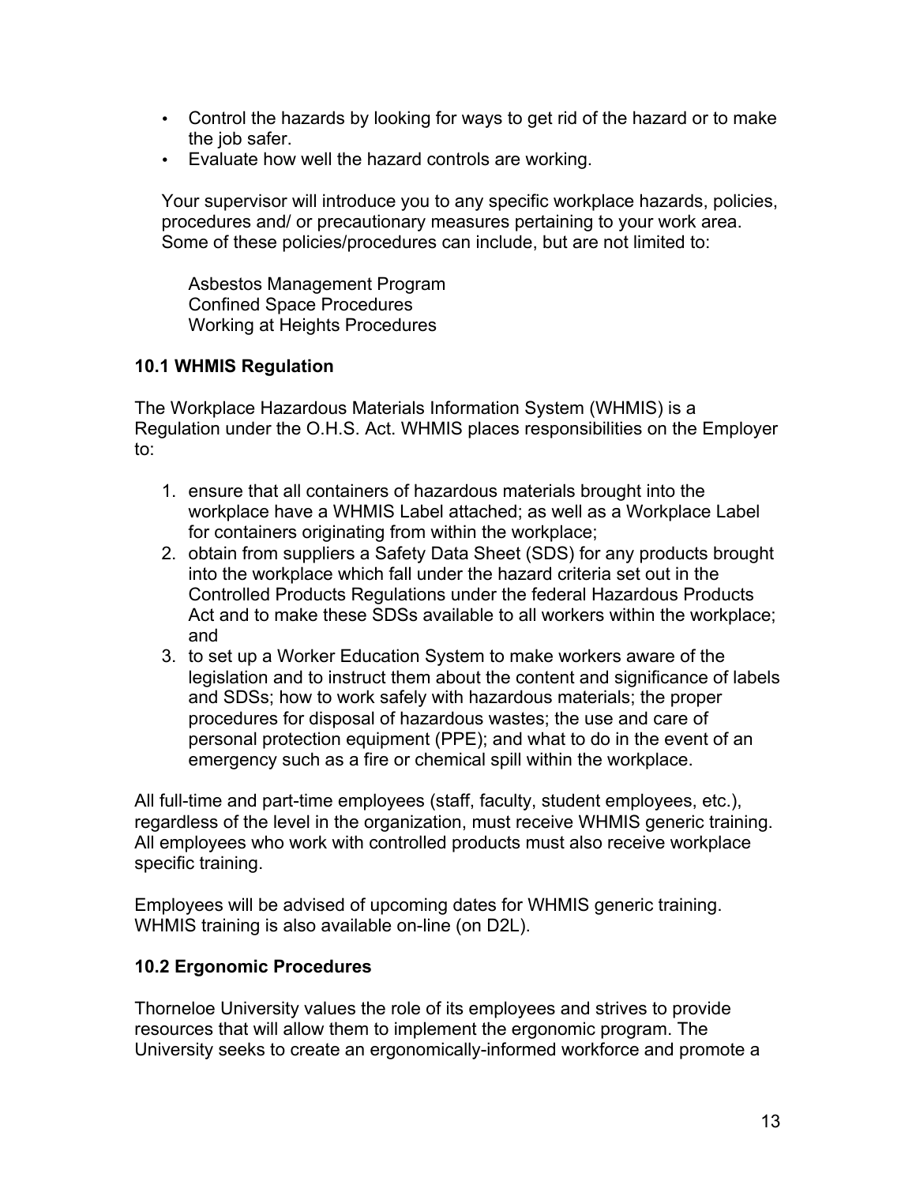- Control the hazards by looking for ways to get rid of the hazard or to make the job safer.
- Evaluate how well the hazard controls are working.

Your supervisor will introduce you to any specific workplace hazards, policies, procedures and/ or precautionary measures pertaining to your work area. Some of these policies/procedures can include, but are not limited to:

Asbestos Management Program
Confined Space Procedures
Working at Heights Procedures

### 10.1 WHMIS Regulation

The Workplace Hazardous Materials Information System (WHMIS) is a Regulation under the O.H.S. Act. WHMIS places responsibilities on the Employer to:

1. ensure that all containers of hazardous materials brought into the workplace have a WHMIS Label attached; as well as a Workplace Label for containers originating from within the workplace;
2. obtain from suppliers a Safety Data Sheet (SDS) for any products brought into the workplace which fall under the hazard criteria set out in the Controlled Products Regulations under the federal Hazardous Products Act and to make these SDSs available to all workers within the workplace; and
3. to set up a Worker Education System to make workers aware of the legislation and to instruct them about the content and significance of labels and SDSs; how to work safely with hazardous materials; the proper procedures for disposal of hazardous wastes; the use and care of personal protection equipment (PPE); and what to do in the event of an emergency such as a fire or chemical spill within the workplace.

All full-time and part-time employees (staff, faculty, student employees, etc.), regardless of the level in the organization, must receive WHMIS generic training. All employees who work with controlled products must also receive workplace specific training.

Employees will be advised of upcoming dates for WHMIS generic training. WHMIS training is also available on-line (on D2L).

### 10.2 Ergonomic Procedures

Thorneloe University values the role of its employees and strives to provide resources that will allow them to implement the ergonomic program. The University seeks to create an ergonomically-informed workforce and promote a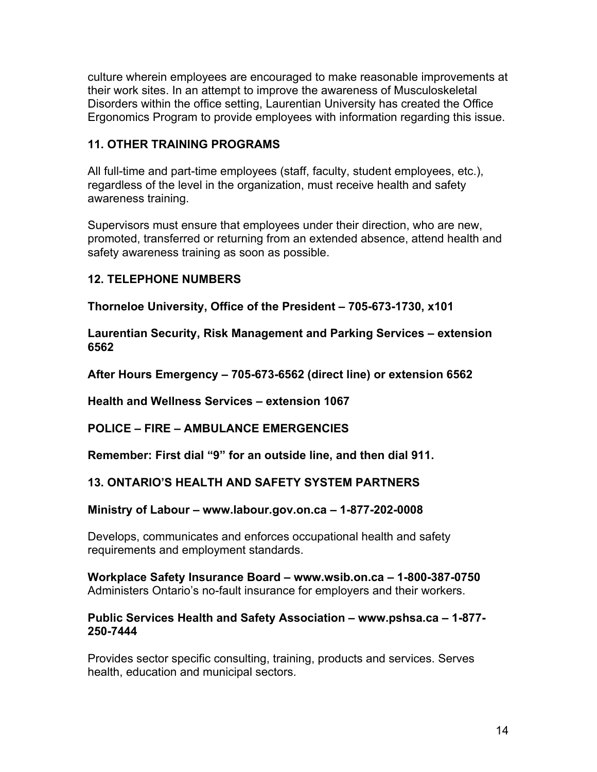culture wherein employees are encouraged to make reasonable improvements at their work sites. In an attempt to improve the awareness of Musculoskeletal Disorders within the office setting, Laurentian University has created the Office Ergonomics Program to provide employees with information regarding this issue.

## 11. OTHER TRAINING PROGRAMS

All full-time and part-time employees (staff, faculty, student employees, etc.), regardless of the level in the organization, must receive health and safety awareness training.

Supervisors must ensure that employees under their direction, who are new, promoted, transferred or returning from an extended absence, attend health and safety awareness training as soon as possible.

## 12. TELEPHONE NUMBERS

**Thorneloe University, Office of the President – 705-673-1730, x101**

**Laurentian Security, Risk Management and Parking Services – extension 6562**

**After Hours Emergency – 705-673-6562 (direct line) or extension 6562**

**Health and Wellness Services – extension 1067**

**POLICE – FIRE – AMBULANCE EMERGENCIES**

**Remember: First dial "9" for an outside line, and then dial 911.**

## 13. ONTARIO'S HEALTH AND SAFETY SYSTEM PARTNERS

**Ministry of Labour – www.labour.gov.on.ca – 1-877-202-0008**

Develops, communicates and enforces occupational health and safety requirements and employment standards.

**Workplace Safety Insurance Board – www.wsib.on.ca – 1-800-387-0750**
Administers Ontario's no-fault insurance for employers and their workers.

**Public Services Health and Safety Association – www.pshsa.ca – 1-877-250-7444**

Provides sector specific consulting, training, products and services. Serves health, education and municipal sectors.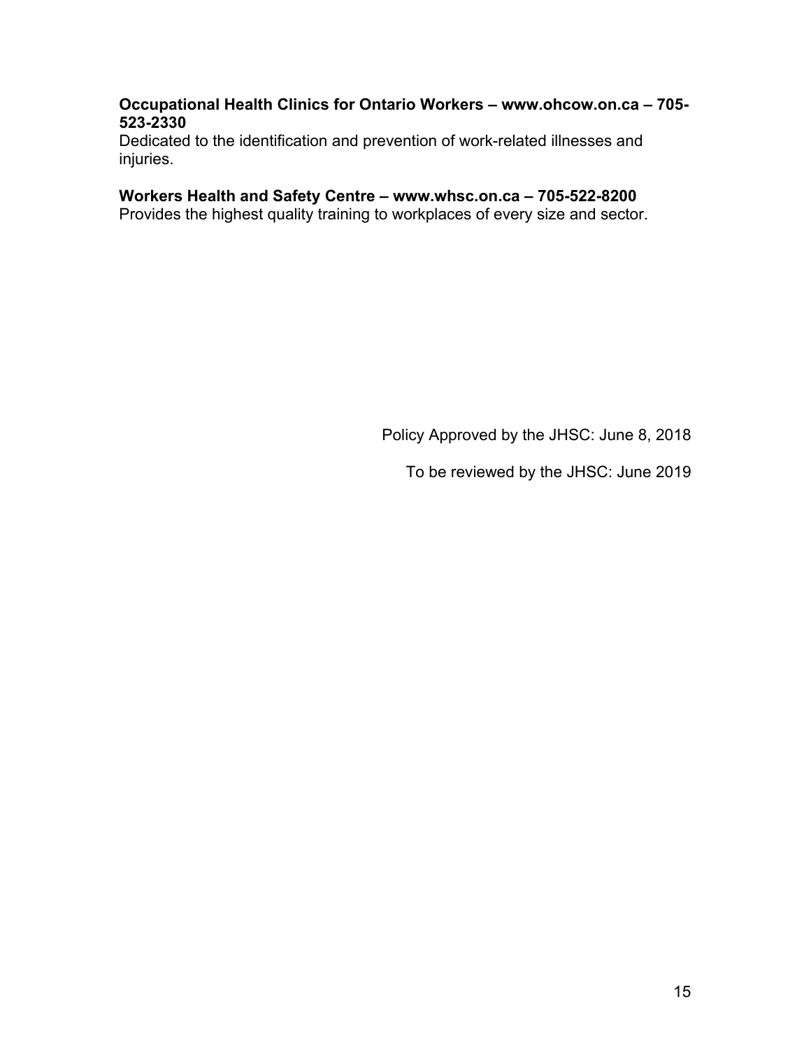**Occupational Health Clinics for Ontario Workers – www.ohcow.on.ca – 705-523-2330**
Dedicated to the identification and prevention of work-related illnesses and injuries.

**Workers Health and Safety Centre – www.whsc.on.ca – 705-522-8200**
Provides the highest quality training to workplaces of every size and sector.

Policy Approved by the JHSC: June 8, 2018

To be reviewed by the JHSC: June 2019